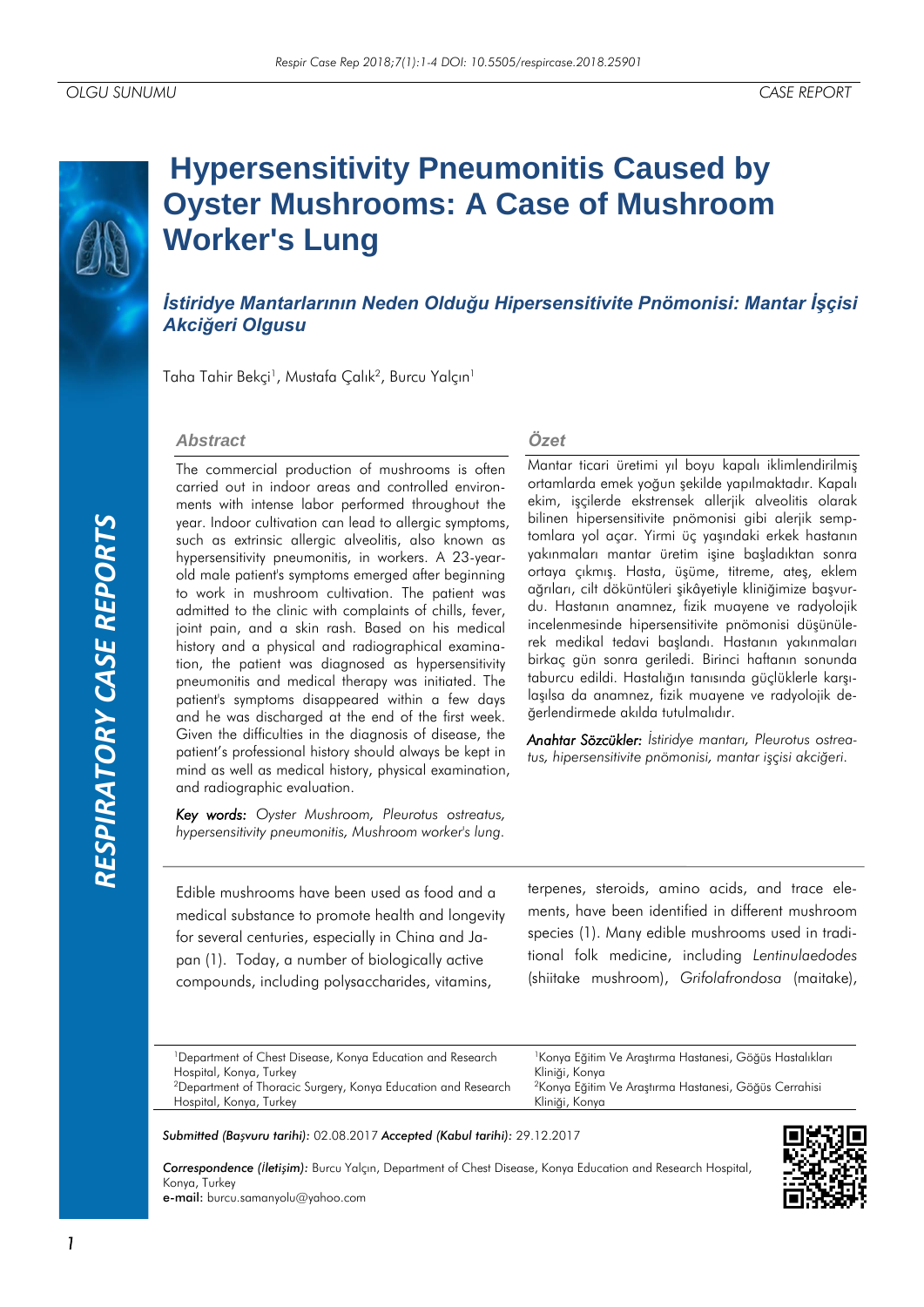OLGU SUNUMU CASE REPORT

# Hypersensitivity Pneumonitis Caused by Oyster Mushrooms: A Case of Mushroom Worker's Lung

## *İstiridye Mantarlarının Neden Olduğu Hipersensitivite Pnömonisi: Mantar İşçisi Akciğeri Olgusu*

Taha Tahir Bekçi[1], Mustafa Çalık[2], Burcu Yalçın[1]

### Abstract

The commercial production of mushrooms is often carried out in indoor areas and controlled environments with intense labor performed throughout the year. Indoor cultivation can lead to allergic symptoms, such as extrinsic allergic alveolitis, also known as hypersensitivity pneumonitis, in workers. A 23-year-old male patient's symptoms emerged after beginning to work in mushroom cultivation. The patient was admitted to the clinic with complaints of chills, fever, joint pain, and a skin rash. Based on his medical history and a physical and radiographical examination, the patient was diagnosed as hypersensitivity pneumonitis and medical therapy was initiated. The patient's symptoms disappeared within a few days and he was discharged at the end of the first week. Given the difficulties in the diagnosis of disease, the patient's professional history should always be kept in mind as well as medical history, physical examination, and radiographic evaluation.

*Key words:* *Oyster Mushroom, Pleurotus ostreatus, hypersensitivity pneumonitis, Mushroom worker's lung.*

### Özet

Mantar ticari üretimi yıl boyu kapalı iklimlendirilmiş ortamlarda emek yoğun şekilde yapılmaktadır. Kapalı ekim, işçilerde ekstrensek allerjik alveolitis olarak bilinen hipersensitivite pnömonisi gibi alerjik semptomlara yol açar. Yirmi üç yaşındaki erkek hastanın yakınmaları mantar üretim işine başladıktan sonra ortaya çıkmış. Hasta, üşüme, titreme, ateş, eklem ağrıları, cilt döküntüleri şikâyetiyle kliniğimize başvurdu. Hastanın anamnez, fizik muayene ve radyolojik incelenmesinde hipersensitivite pnömonisi düşünülerek medikal tedavi başlandı. Hastanın yakınmaları birkaç gün sonra geriledi. Birinci haftanın sonunda taburcu edildi. Hastalığın tanısında güçlüklerle karşılaşılsa da anamnez, fizik muayene ve radyolojik değerlendirmede akılda tutulmalıdır.

*Anahtar Sözcükler:* *İstiridye mantarı, Pleurotus ostreatus, hipersensitivite pnömonisi, mantar işçisi akciğeri.*

---

Edible mushrooms have been used as food and a medical substance to promote health and longevity for several centuries, especially in China and Japan (1). Today, a number of biologically active compounds, including polysaccharides, vitamins, terpenes, steroids, amino acids, and trace elements, have been identified in different mushroom species (1). Many edible mushrooms used in traditional folk medicine, including *Lentinulaedodes* (shiitake mushroom), *Grifolafrondosa* (maitake),

---

[1]Department of Chest Disease, Konya Education and Research Hospital, Konya, Turkey
[2]Department of Thoracic Surgery, Konya Education and Research Hospital, Konya, Turkey

[1]Konya Eğitim Ve Araştırma Hastanesi, Göğüs Hastalıkları Kliniği, Konya
[2]Konya Eğitim Ve Araştırma Hastanesi, Göğüs Cerrahisi Kliniği, Konya

***Submitted (Başvuru tarihi):*** 02.08.2017 ***Accepted (Kabul tarihi):*** 29.12.2017

***Correspondence (İletişim):*** Burcu Yalçın, Department of Chest Disease, Konya Education and Research Hospital, Konya, Turkey
**e-mail:** burcu.samanyolu@yahoo.com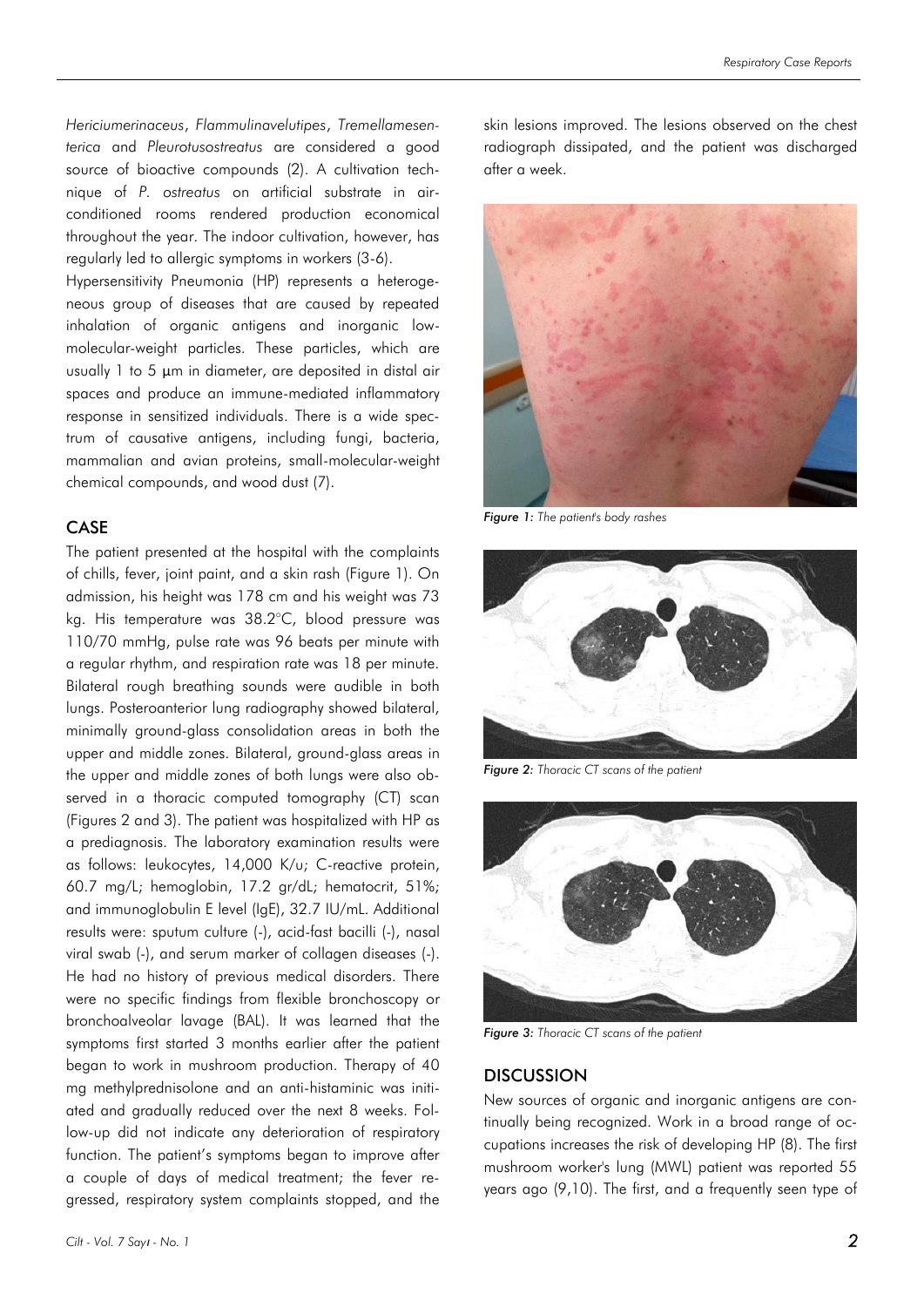*Hericiumerinaceus*, *Flammulinavelutipes*, *Tremellamesenterica* and *Pleurotusostreatus* are considered a good source of bioactive compounds (2). A cultivation technique of *P. ostreatus* on artificial substrate in air-conditioned rooms rendered production economical throughout the year. The indoor cultivation, however, has regularly led to allergic symptoms in workers (3-6).

Hypersensitivity Pneumonia (HP) represents a heterogeneous group of diseases that are caused by repeated inhalation of organic antigens and inorganic low-molecular-weight particles. These particles, which are usually 1 to 5 μm in diameter, are deposited in distal air spaces and produce an immune-mediated inflammatory response in sensitized individuals. There is a wide spectrum of causative antigens, including fungi, bacteria, mammalian and avian proteins, small-molecular-weight chemical compounds, and wood dust (7).

## CASE

The patient presented at the hospital with the complaints of chills, fever, joint paint, and a skin rash (Figure 1). On admission, his height was 178 cm and his weight was 73 kg. His temperature was 38.2°C, blood pressure was 110/70 mmHg, pulse rate was 96 beats per minute with a regular rhythm, and respiration rate was 18 per minute. Bilateral rough breathing sounds were audible in both lungs. Posteroanterior lung radiography showed bilateral, minimally ground-glass consolidation areas in both the upper and middle zones. Bilateral, ground-glass areas in the upper and middle zones of both lungs were also observed in a thoracic computed tomography (CT) scan (Figures 2 and 3). The patient was hospitalized with HP as a prediagnosis. The laboratory examination results were as follows: leukocytes, 14,000 K/u; C-reactive protein, 60.7 mg/L; hemoglobin, 17.2 gr/dL; hematocrit, 51%; and immunoglobulin E level (IgE), 32.7 IU/mL. Additional results were: sputum culture (-), acid-fast bacilli (-), nasal viral swab (-), and serum marker of collagen diseases (-). He had no history of previous medical disorders. There were no specific findings from flexible bronchoscopy or bronchoalveolar lavage (BAL). It was learned that the symptoms first started 3 months earlier after the patient began to work in mushroom production. Therapy of 40 mg methylprednisolone and an anti-histaminic was initiated and gradually reduced over the next 8 weeks. Follow-up did not indicate any deterioration of respiratory function. The patient's symptoms began to improve after a couple of days of medical treatment; the fever regressed, respiratory system complaints stopped, and the skin lesions improved. The lesions observed on the chest radiograph dissipated, and the patient was discharged after a week.

***Figure 1:*** *The patient's body rashes*

***Figure 2:*** *Thoracic CT scans of the patient*

***Figure 3:*** *Thoracic CT scans of the patient*

## DISCUSSION

New sources of organic and inorganic antigens are continually being recognized. Work in a broad range of occupations increases the risk of developing HP (8). The first mushroom worker's lung (MWL) patient was reported 55 years ago (9,10). The first, and a frequently seen type of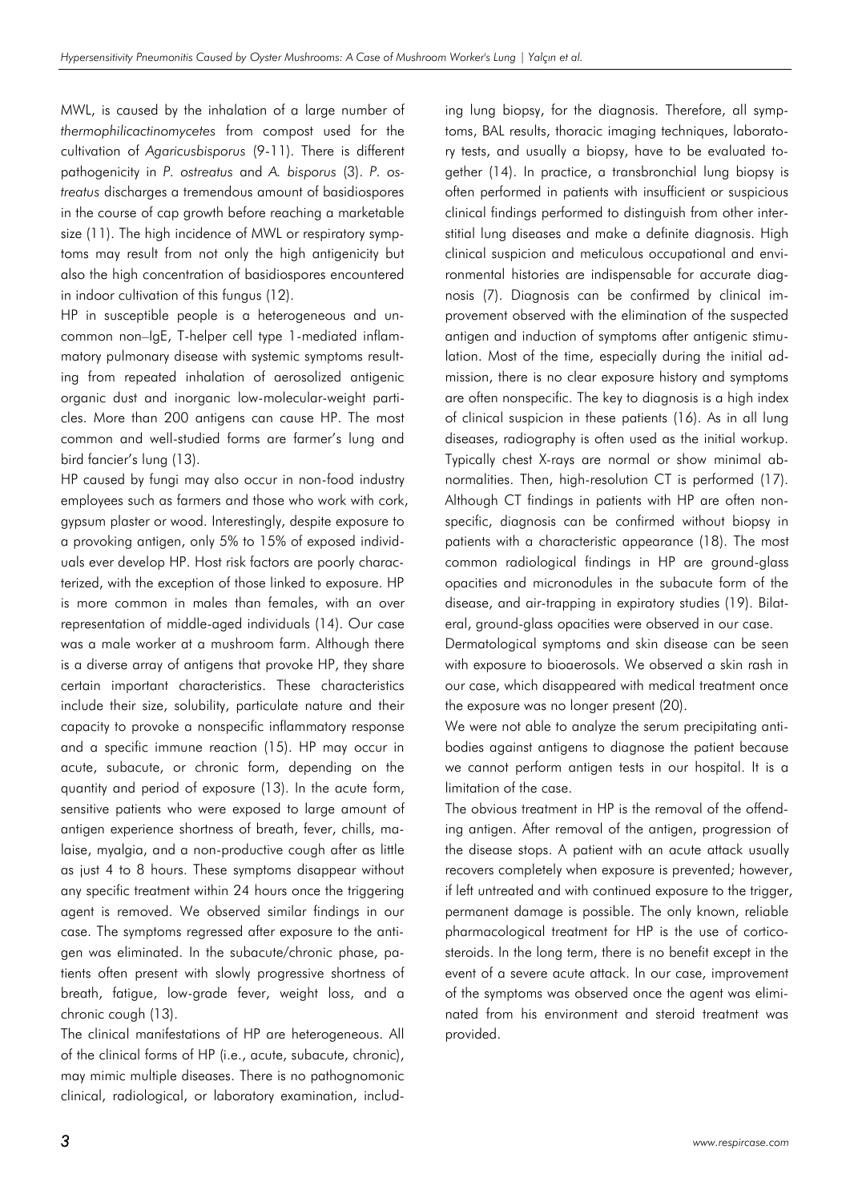MWL, is caused by the inhalation of a large number of *thermophilicactinomycetes* from compost used for the cultivation of *Agaricusbisporus* (9-11). There is different pathogenicity in *P. ostreatus* and *A. bisporus* (3). *P. ostreatus* discharges a tremendous amount of basidiospores in the course of cap growth before reaching a marketable size (11). The high incidence of MWL or respiratory symptoms may result from not only the high antigenicity but also the high concentration of basidiospores encountered in indoor cultivation of this fungus (12).

HP in susceptible people is a heterogeneous and uncommon non–IgE, T-helper cell type 1-mediated inflammatory pulmonary disease with systemic symptoms resulting from repeated inhalation of aerosolized antigenic organic dust and inorganic low-molecular-weight particles. More than 200 antigens can cause HP. The most common and well-studied forms are farmer's lung and bird fancier's lung (13).

HP caused by fungi may also occur in non-food industry employees such as farmers and those who work with cork, gypsum plaster or wood. Interestingly, despite exposure to a provoking antigen, only 5% to 15% of exposed individuals ever develop HP. Host risk factors are poorly characterized, with the exception of those linked to exposure. HP is more common in males than females, with an over representation of middle-aged individuals (14). Our case was a male worker at a mushroom farm. Although there is a diverse array of antigens that provoke HP, they share certain important characteristics. These characteristics include their size, solubility, particulate nature and their capacity to provoke a nonspecific inflammatory response and a specific immune reaction (15). HP may occur in acute, subacute, or chronic form, depending on the quantity and period of exposure (13). In the acute form, sensitive patients who were exposed to large amount of antigen experience shortness of breath, fever, chills, malaise, myalgia, and a non-productive cough after as little as just 4 to 8 hours. These symptoms disappear without any specific treatment within 24 hours once the triggering agent is removed. We observed similar findings in our case. The symptoms regressed after exposure to the antigen was eliminated. In the subacute/chronic phase, patients often present with slowly progressive shortness of breath, fatigue, low-grade fever, weight loss, and a chronic cough (13).

The clinical manifestations of HP are heterogeneous. All of the clinical forms of HP (i.e., acute, subacute, chronic), may mimic multiple diseases. There is no pathognomonic clinical, radiological, or laboratory examination, including lung biopsy, for the diagnosis. Therefore, all symptoms, BAL results, thoracic imaging techniques, laboratory tests, and usually a biopsy, have to be evaluated together (14). In practice, a transbronchial lung biopsy is often performed in patients with insufficient or suspicious clinical findings performed to distinguish from other interstitial lung diseases and make a definite diagnosis. High clinical suspicion and meticulous occupational and environmental histories are indispensable for accurate diagnosis (7). Diagnosis can be confirmed by clinical improvement observed with the elimination of the suspected antigen and induction of symptoms after antigenic stimulation. Most of the time, especially during the initial admission, there is no clear exposure history and symptoms are often nonspecific. The key to diagnosis is a high index of clinical suspicion in these patients (16). As in all lung diseases, radiography is often used as the initial workup. Typically chest X-rays are normal or show minimal abnormalities. Then, high-resolution CT is performed (17). Although CT findings in patients with HP are often nonspecific, diagnosis can be confirmed without biopsy in patients with a characteristic appearance (18). The most common radiological findings in HP are ground-glass opacities and micronodules in the subacute form of the disease, and air-trapping in expiratory studies (19). Bilateral, ground-glass opacities were observed in our case.

Dermatological symptoms and skin disease can be seen with exposure to bioaerosols. We observed a skin rash in our case, which disappeared with medical treatment once the exposure was no longer present (20).

We were not able to analyze the serum precipitating antibodies against antigens to diagnose the patient because we cannot perform antigen tests in our hospital. It is a limitation of the case.

The obvious treatment in HP is the removal of the offending antigen. After removal of the antigen, progression of the disease stops. A patient with an acute attack usually recovers completely when exposure is prevented; however, if left untreated and with continued exposure to the trigger, permanent damage is possible. The only known, reliable pharmacological treatment for HP is the use of corticosteroids. In the long term, there is no benefit except in the event of a severe acute attack. In our case, improvement of the symptoms was observed once the agent was eliminated from his environment and steroid treatment was provided.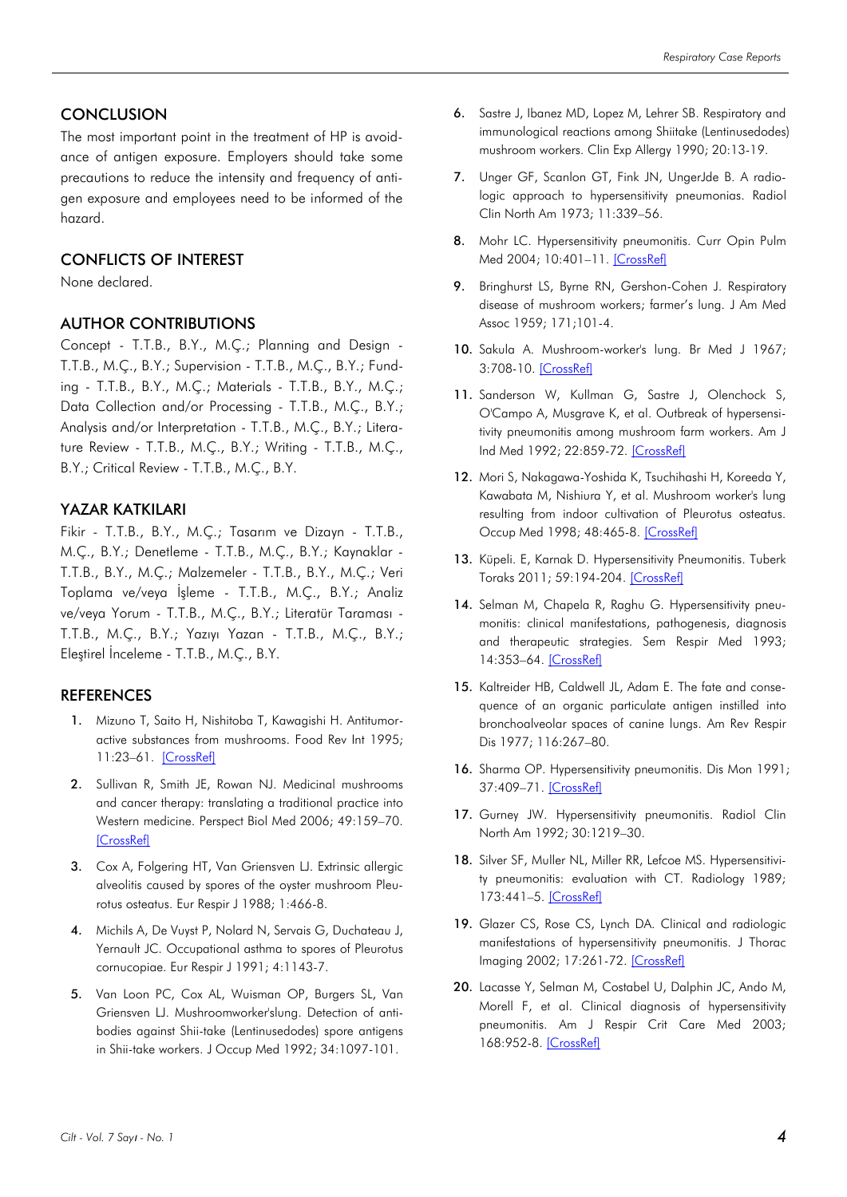## CONCLUSION

The most important point in the treatment of HP is avoidance of antigen exposure. Employers should take some precautions to reduce the intensity and frequency of antigen exposure and employees need to be informed of the hazard.

## CONFLICTS OF INTEREST

None declared.

## AUTHOR CONTRIBUTIONS

Concept - T.T.B., B.Y., M.Ç.; Planning and Design - T.T.B., M.Ç., B.Y.; Supervision - T.T.B., M.Ç., B.Y.; Funding - T.T.B., B.Y., M.Ç.; Materials - T.T.B., B.Y., M.Ç.; Data Collection and/or Processing - T.T.B., M.Ç., B.Y.; Analysis and/or Interpretation - T.T.B., M.Ç., B.Y.; Literature Review - T.T.B., M.Ç., B.Y.; Writing - T.T.B., M.Ç., B.Y.; Critical Review - T.T.B., M.Ç., B.Y.

## YAZAR KATKILARI

Fikir - T.T.B., B.Y., M.Ç.; Tasarım ve Dizayn - T.T.B., M.Ç., B.Y.; Denetleme - T.T.B., M.Ç., B.Y.; Kaynaklar - T.T.B., B.Y., M.Ç.; Malzemeler - T.T.B., B.Y., M.Ç.; Veri Toplama ve/veya İşleme - T.T.B., M.Ç., B.Y.; Analiz ve/veya Yorum - T.T.B., M.Ç., B.Y.; Literatür Taraması - T.T.B., M.Ç., B.Y.; Yazıyı Yazan - T.T.B., M.Ç., B.Y.; Eleştirel İnceleme - T.T.B., M.Ç., B.Y.

## REFERENCES

1. Mizuno T, Saito H, Nishitoba T, Kawagishi H. Antitumor-active substances from mushrooms. Food Rev Int 1995; 11:23–61. [CrossRef]
2. Sullivan R, Smith JE, Rowan NJ. Medicinal mushrooms and cancer therapy: translating a traditional practice into Western medicine. Perspect Biol Med 2006; 49:159–70. [CrossRef]
3. Cox A, Folgering HT, Van Griensven LJ. Extrinsic allergic alveolitis caused by spores of the oyster mushroom Pleurotus osteatus. Eur Respir J 1988; 1:466-8.
4. Michils A, De Vuyst P, Nolard N, Servais G, Duchateau J, Yernault JC. Occupational asthma to spores of Pleurotus cornucopiae. Eur Respir J 1991; 4:1143-7.
5. Van Loon PC, Cox AL, Wuisman OP, Burgers SL, Van Griensven LJ. Mushroomworker'slung. Detection of antibodies against Shii-take (Lentinusedodes) spore antigens in Shii-take workers. J Occup Med 1992; 34:1097-101.
6. Sastre J, Ibanez MD, Lopez M, Lehrer SB. Respiratory and immunological reactions among Shiitake (Lentinusedodes) mushroom workers. Clin Exp Allergy 1990; 20:13-19.
7. Unger GF, Scanlon GT, Fink JN, UngerJde B. A radiologic approach to hypersensitivity pneumonias. Radiol Clin North Am 1973; 11:339–56.
8. Mohr LC. Hypersensitivity pneumonitis. Curr Opin Pulm Med 2004; 10:401–11. [CrossRef]
9. Bringhurst LS, Byrne RN, Gershon-Cohen J. Respiratory disease of mushroom workers; farmer's lung. J Am Med Assoc 1959; 171;101-4.
10. Sakula A. Mushroom-worker's lung. Br Med J 1967; 3:708-10. [CrossRef]
11. Sanderson W, Kullman G, Sastre J, Olenchock S, O'Campo A, Musgrave K, et al. Outbreak of hypersensitivity pneumonitis among mushroom farm workers. Am J Ind Med 1992; 22:859-72. [CrossRef]
12. Mori S, Nakagawa-Yoshida K, Tsuchihashi H, Koreeda Y, Kawabata M, Nishiura Y, et al. Mushroom worker's lung resulting from indoor cultivation of Pleurotus osteatus. Occup Med 1998; 48:465-8. [CrossRef]
13. Küpeli. E, Karnak D. Hypersensitivity Pneumonitis. Tuberk Toraks 2011; 59:194-204. [CrossRef]
14. Selman M, Chapela R, Raghu G. Hypersensitivity pneumonitis: clinical manifestations, pathogenesis, diagnosis and therapeutic strategies. Sem Respir Med 1993; 14:353–64. [CrossRef]
15. Kaltreider HB, Caldwell JL, Adam E. The fate and consequence of an organic particulate antigen instilled into bronchoalveolar spaces of canine lungs. Am Rev Respir Dis 1977; 116:267–80.
16. Sharma OP. Hypersensitivity pneumonitis. Dis Mon 1991; 37:409–71. [CrossRef]
17. Gurney JW. Hypersensitivity pneumonitis. Radiol Clin North Am 1992; 30:1219–30.
18. Silver SF, Muller NL, Miller RR, Lefcoe MS. Hypersensitivity pneumonitis: evaluation with CT. Radiology 1989; 173:441–5. [CrossRef]
19. Glazer CS, Rose CS, Lynch DA. Clinical and radiologic manifestations of hypersensitivity pneumonitis. J Thorac Imaging 2002; 17:261-72. [CrossRef]
20. Lacasse Y, Selman M, Costabel U, Dalphin JC, Ando M, Morell F, et al. Clinical diagnosis of hypersensitivity pneumonitis. Am J Respir Crit Care Med 2003; 168:952-8. [CrossRef]